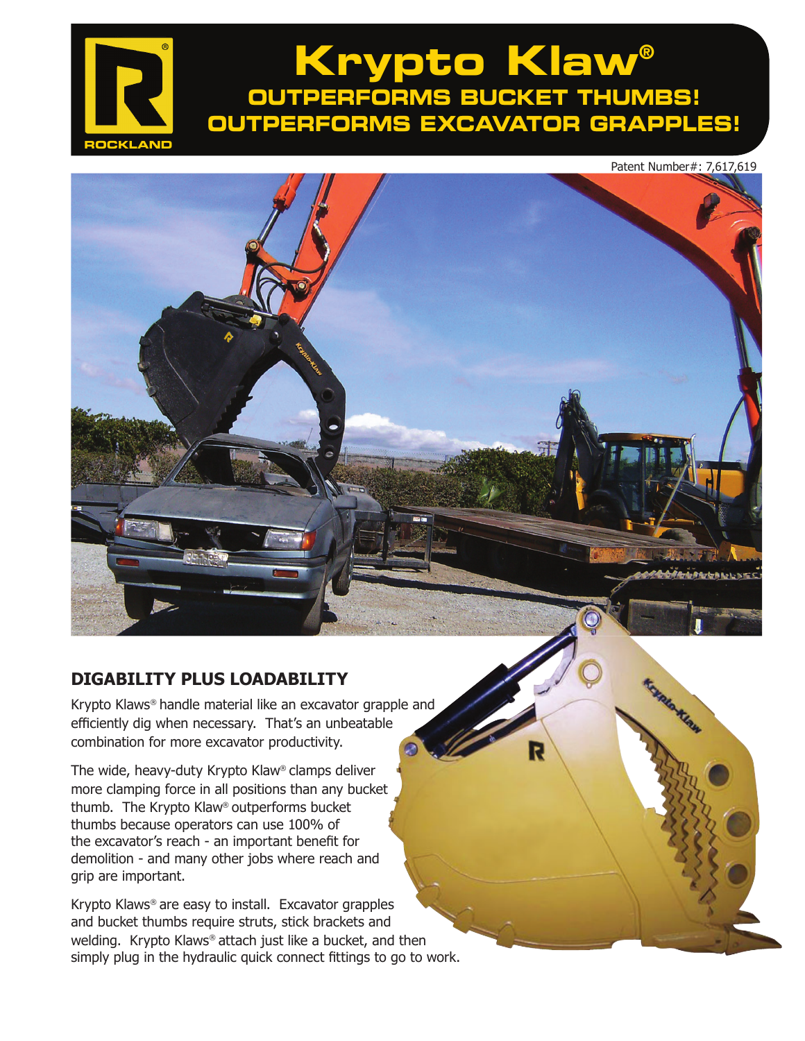ROCKLAND

# Krypto Klaw®

## OUTPERFORMS BUCKET THUMBS! OUTPERFORMS EXCAVATOR GRAPPLES!

Patent Number#: 7,617,619

### DIGABILITY PLUS LOADABILITY

Krypto Klaws® handle material like an excavator grapple and efficiently dig when necessary. That's an unbeatable combination for more excavator productivity.

The wide, heavy-duty Krypto Klaw® clamps deliver more clamping force in all positions than any bucket thumb. The Krypto Klaw® outperforms bucket thumbs because operators can use 100% of the excavator's reach - an important benefit for demolition - and many other jobs where reach and grip are important.

Krypto Klaws® are easy to install. Excavator grapples and bucket thumbs require struts, stick brackets and welding. Krypto Klaws® attach just like a bucket, and then simply plug in the hydraulic quick connect fittings to go to work.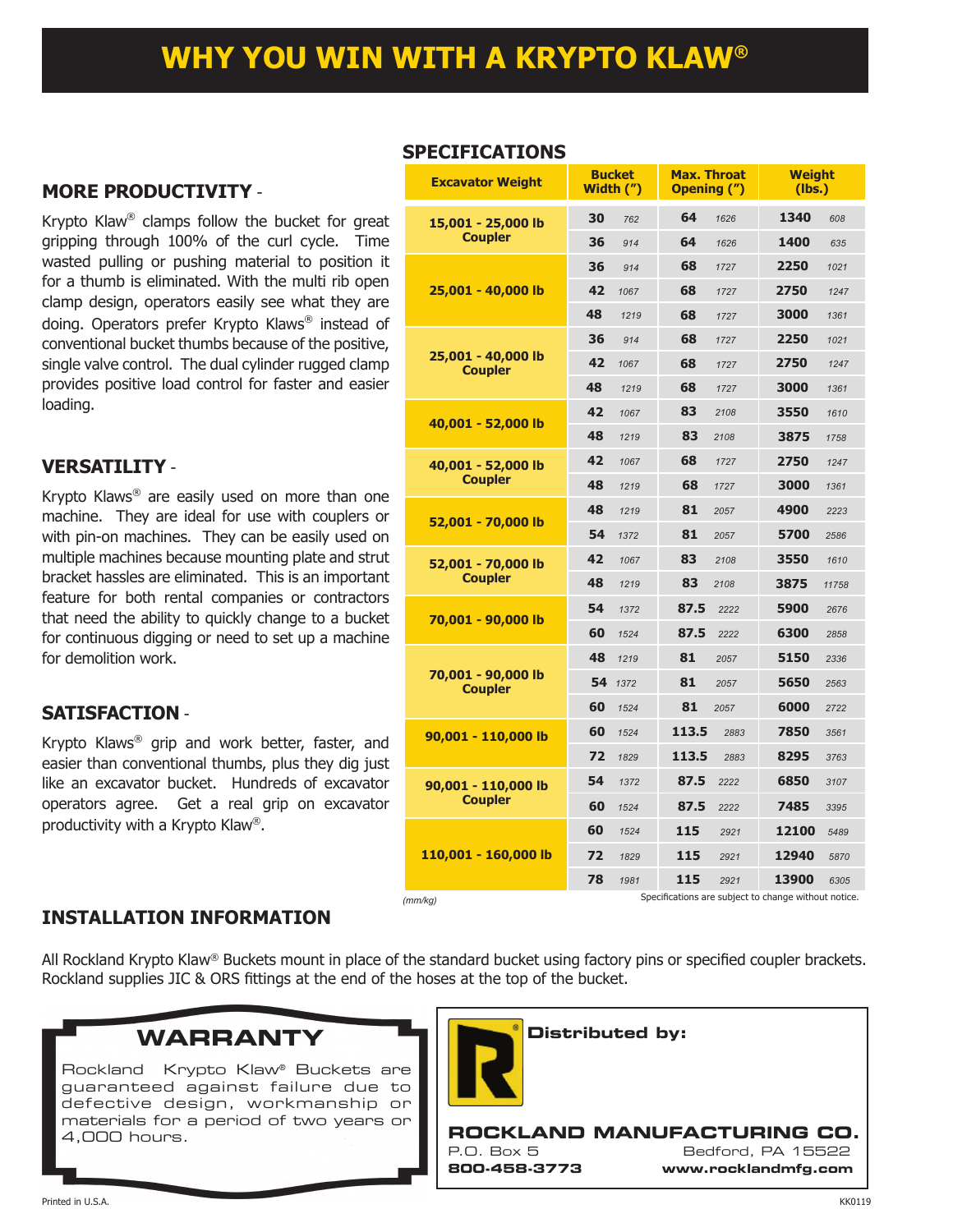# WHY YOU WIN WITH A KRYPTO KLAW®

## MORE PRODUCTIVITY -

Krypto Klaw® clamps follow the bucket for great gripping through 100% of the curl cycle. Time wasted pulling or pushing material to position it for a thumb is eliminated. With the multi rib open clamp design, operators easily see what they are doing. Operators prefer Krypto Klaws® instead of conventional bucket thumbs because of the positive, single valve control. The dual cylinder rugged clamp provides positive load control for faster and easier loading.

## VERSATILITY -

Krypto Klaws® are easily used on more than one machine. They are ideal for use with couplers or with pin-on machines. They can be easily used on multiple machines because mounting plate and strut bracket hassles are eliminated. This is an important feature for both rental companies or contractors that need the ability to quickly change to a bucket for continuous digging or need to set up a machine for demolition work.

## SATISFACTION -

Krypto Klaws® grip and work better, faster, and easier than conventional thumbs, plus they dig just like an excavator bucket. Hundreds of excavator operators agree. Get a real grip on excavator productivity with a Krypto Klaw®.

## SPECIFICATIONS

| Excavator Weight | Bucket Width (") | | Max. Throat Opening (") | | Weight (lbs.) | |
|---|---|---|---|---|---|---|
| 15,001 - 25,000 lb Coupler | 30 | *762* | 64 | *1626* | 1340 | *608* |
| | 36 | *914* | 64 | *1626* | 1400 | *635* |
| 25,001 - 40,000 lb | 36 | *914* | 68 | *1727* | 2250 | *1021* |
| | 42 | *1067* | 68 | *1727* | 2750 | *1247* |
| | 48 | *1219* | 68 | *1727* | 3000 | *1361* |
| 25,001 - 40,000 lb Coupler | 36 | *914* | 68 | *1727* | 2250 | *1021* |
| | 42 | *1067* | 68 | *1727* | 2750 | *1247* |
| | 48 | *1219* | 68 | *1727* | 3000 | *1361* |
| 40,001 - 52,000 lb | 42 | *1067* | 83 | *2108* | 3550 | *1610* |
| | 48 | *1219* | 83 | *2108* | 3875 | *1758* |
| 40,001 - 52,000 lb Coupler | 42 | *1067* | 68 | *1727* | 2750 | *1247* |
| | 48 | *1219* | 68 | *1727* | 3000 | *1361* |
| 52,001 - 70,000 lb | 48 | *1219* | 81 | *2057* | 4900 | *2223* |
| | 54 | *1372* | 81 | *2057* | 5700 | *2586* |
| 52,001 - 70,000 lb Coupler | 42 | *1067* | 83 | *2108* | 3550 | *1610* |
| | 48 | *1219* | 83 | *2108* | 3875 | *11758* |
| 70,001 - 90,000 lb | 54 | *1372* | 87.5 | *2222* | 5900 | *2676* |
| | 60 | *1524* | 87.5 | *2222* | 6300 | *2858* |
| 70,001 - 90,000 lb Coupler | 48 | *1219* | 81 | *2057* | 5150 | *2336* |
| | 54 | *1372* | 81 | *2057* | 5650 | *2563* |
| | 60 | *1524* | 81 | *2057* | 6000 | *2722* |
| 90,001 - 110,000 lb | 60 | *1524* | 113.5 | *2883* | 7850 | *3561* |
| | 72 | *1829* | 113.5 | *2883* | 8295 | *3763* |
| 90,001 - 110,000 lb Coupler | 54 | *1372* | 87.5 | *2222* | 6850 | *3107* |
| | 60 | *1524* | 87.5 | *2222* | 7485 | *3395* |
| 110,001 - 160,000 lb | 60 | *1524* | 115 | *2921* | 12100 | *5489* |
| | 72 | *1829* | 115 | *2921* | 12940 | *5870* |
| | 78 | *1981* | 115 | *2921* | 13900 | *6305* |

*(mm/kg)*

Specifications are subject to change without notice.

## INSTALLATION INFORMATION

All Rockland Krypto Klaw® Buckets mount in place of the standard bucket using factory pins or specified coupler brackets. Rockland supplies JIC & ORS fittings at the end of the hoses at the top of the bucket.

## WARRANTY

Rockland Krypto Klaw® Buckets are guaranteed against failure due to defective design, workmanship or materials for a period of two years or 4,000 hours.

**Distributed by:**

**ROCKLAND MANUFACTURING CO.**
P.O. Box 5
Bedford, PA 15522
**800-458-3773**
**www.rocklandmfg.com**

Printed in U.S.A.

KK0119